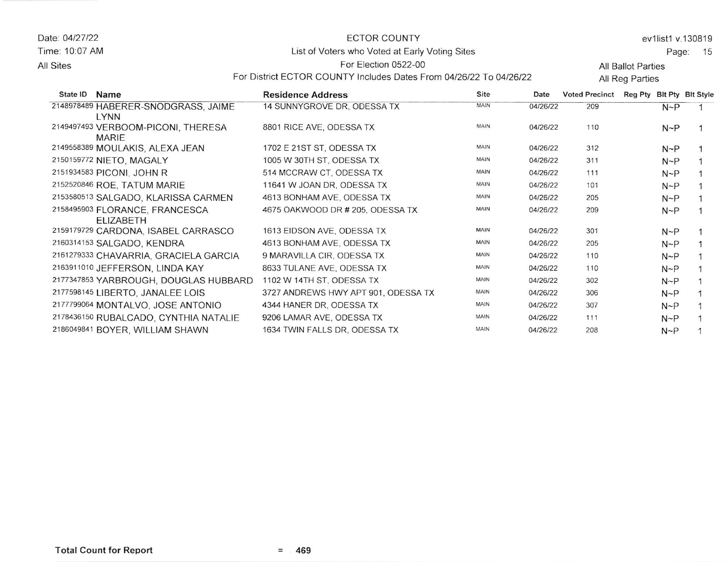Date: 04/27/22
Time: 10:07 AM
All Sites

ECTOR COUNTY
List of Voters who Voted at Early Voting Sites
For Election 0522-00
For District ECTOR COUNTY Includes Dates From 04/26/22 To 04/26/22

ev1list1 v.130819
All Ballot Parties
All Reg Parties

| State ID | Name | Residence Address | Site | Date | Voted Precinct | Reg Pty | Blt Pty | Blt Style |
|---|---|---|---|---|---|---|---|---|
| 2148978489 | HABERER-SNODGRASS, JAIME LYNN | 14 SUNNYGROVE DR, ODESSA TX | MAIN | 04/26/22 | 209 | | N~P | 1 |
| 2149497493 | VERBOOM-PICONI, THERESA MARIE | 8801 RICE AVE, ODESSA TX | MAIN | 04/26/22 | 110 | | N~P | 1 |
| 2149558389 | MOULAKIS, ALEXA JEAN | 1702 E 21ST ST, ODESSA TX | MAIN | 04/26/22 | 312 | | N~P | 1 |
| 2150159772 | NIETO, MAGALY | 1005 W 30TH ST, ODESSA TX | MAIN | 04/26/22 | 311 | | N~P | 1 |
| 2151934583 | PICONI, JOHN R | 514 MCCRAW CT, ODESSA TX | MAIN | 04/26/22 | 111 | | N~P | 1 |
| 2152520846 | ROE, TATUM MARIE | 11641 W JOAN DR, ODESSA TX | MAIN | 04/26/22 | 101 | | N~P | 1 |
| 2153580513 | SALGADO, KLARISSA CARMEN | 4613 BONHAM AVE, ODESSA TX | MAIN | 04/26/22 | 205 | | N~P | 1 |
| 2158495903 | FLORANCE, FRANCESCA ELIZABETH | 4675 OAKWOOD DR # 205, ODESSA TX | MAIN | 04/26/22 | 209 | | N~P | 1 |
| 2159179729 | CARDONA, ISABEL CARRASCO | 1613 EIDSON AVE, ODESSA TX | MAIN | 04/26/22 | 301 | | N~P | 1 |
| 2160314153 | SALGADO, KENDRA | 4613 BONHAM AVE, ODESSA TX | MAIN | 04/26/22 | 205 | | N~P | 1 |
| 2161279333 | CHAVARRIA, GRACIELA GARCIA | 9 MARAVILLA CIR, ODESSA TX | MAIN | 04/26/22 | 110 | | N~P | 1 |
| 2163911010 | JEFFERSON, LINDA KAY | 8633 TULANE AVE, ODESSA TX | MAIN | 04/26/22 | 110 | | N~P | 1 |
| 2177347853 | YARBROUGH, DOUGLAS HUBBARD | 1102 W 14TH ST, ODESSA TX | MAIN | 04/26/22 | 302 | | N~P | 1 |
| 2177598145 | LIBERTO, JANALEE LOIS | 3727 ANDREWS HWY APT 901, ODESSA TX | MAIN | 04/26/22 | 306 | | N~P | 1 |
| 2177799064 | MONTALVO, JOSE ANTONIO | 4344 HANER DR, ODESSA TX | MAIN | 04/26/22 | 307 | | N~P | 1 |
| 2178436150 | RUBALCADO, CYNTHIA NATALIE | 9206 LAMAR AVE, ODESSA TX | MAIN | 04/26/22 | 111 | | N~P | 1 |
| 2186049841 | BOYER, WILLIAM SHAWN | 1634 TWIN FALLS DR, ODESSA TX | MAIN | 04/26/22 | 208 | | N~P | 1 |

**Total Count for Report** = **469**